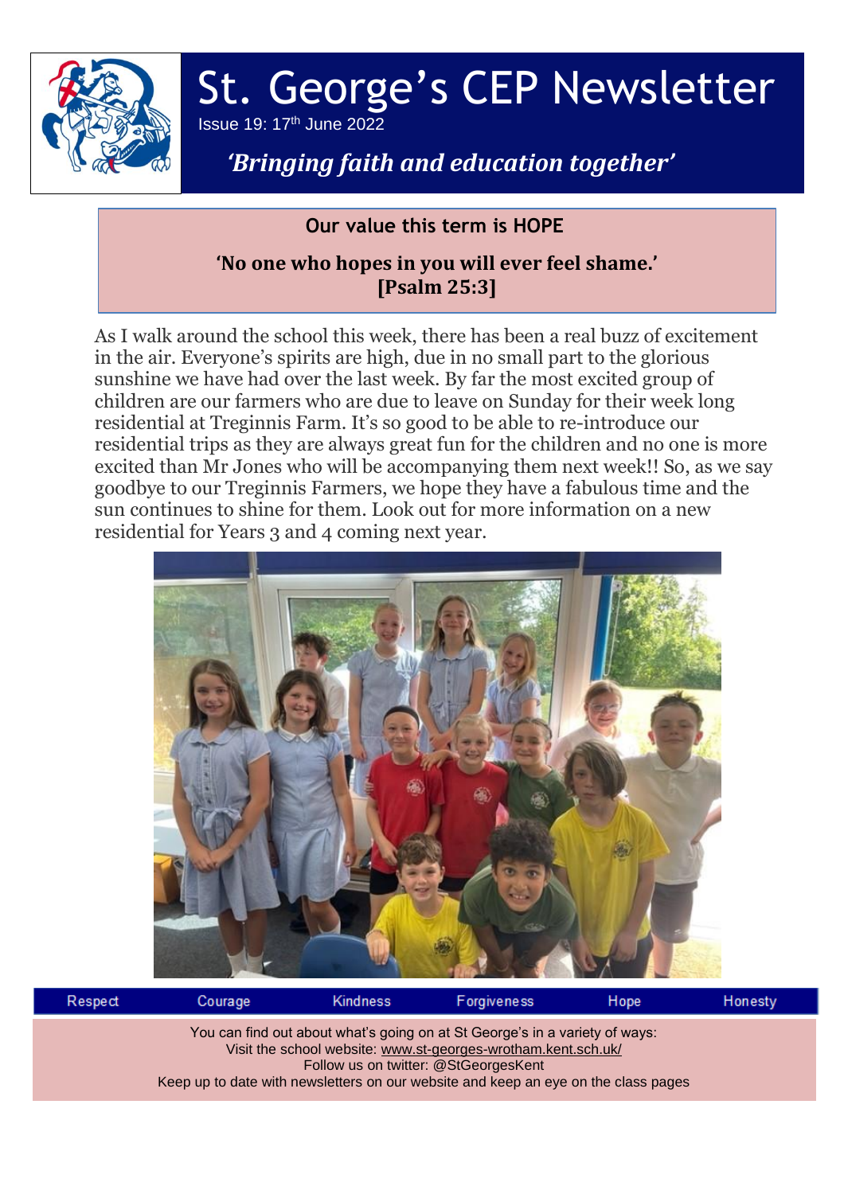# St. George's CEP Newsletter

Issue 19: 17th June 2022

*'Bringing faith and education together'*

**Our value this term is HOPE**

**'No one who hopes in you will ever feel shame.' [Psalm 25:3]**

As I walk around the school this week, there has been a real buzz of excitement in the air. Everyone's spirits are high, due in no small part to the glorious sunshine we have had over the last week. By far the most excited group of children are our farmers who are due to leave on Sunday for their week long residential at Treginnis Farm. It's so good to be able to re-introduce our residential trips as they are always great fun for the children and no one is more excited than Mr Jones who will be accompanying them next week!! So, as we say goodbye to our Treginnis Farmers, we hope they have a fabulous time and the sun continues to shine for them. Look out for more information on a new residential for Years 3 and 4 coming next year.

Respect | Courage | Kindness | Forgiveness | Hope | Honesty

You can find out about what's going on at St George's in a variety of ways:
Visit the school website: www.st-georges-wrotham.kent.sch.uk/
Follow us on twitter: @StGeorgesKent
Keep up to date with newsletters on our website and keep an eye on the class pages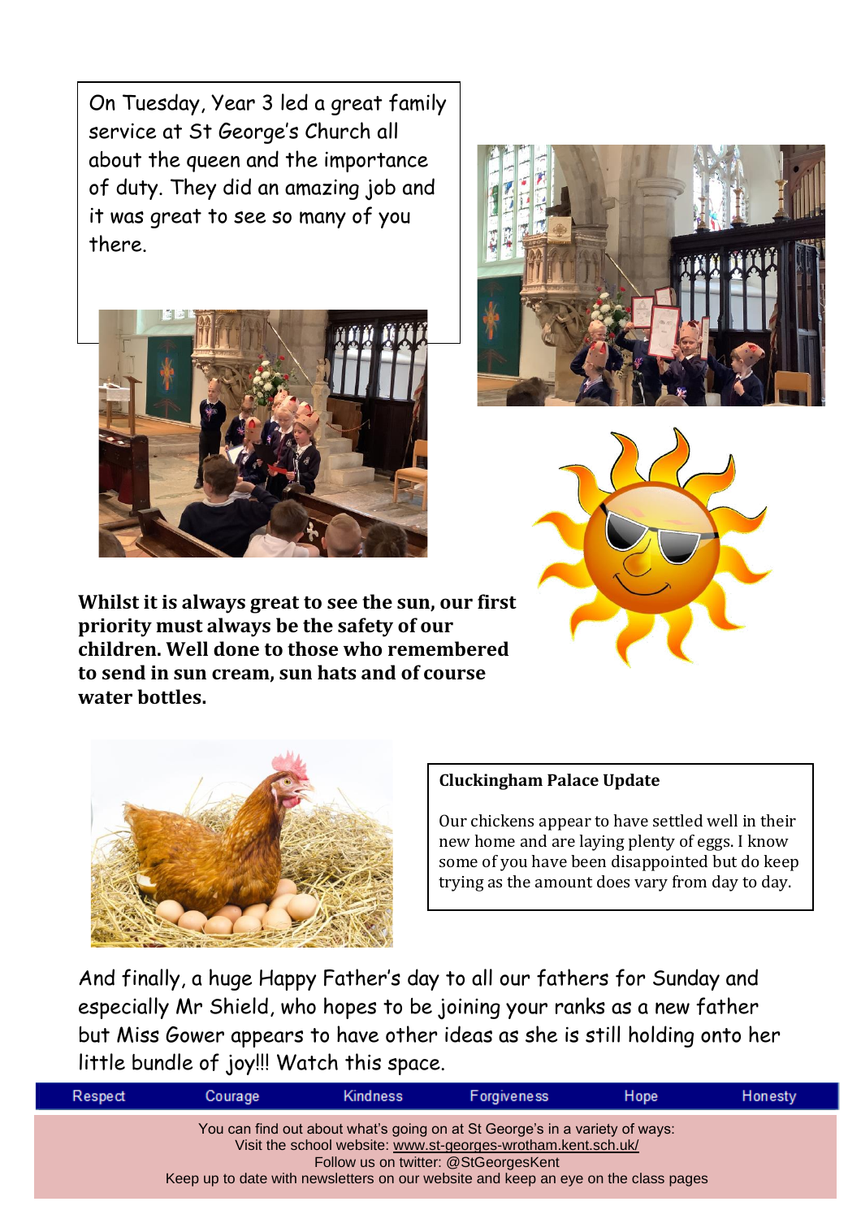On Tuesday, Year 3 led a great family service at St George's Church all about the queen and the importance of duty. They did an amazing job and it was great to see so many of you there.

**Whilst it is always great to see the sun, our first priority must always be the safety of our children. Well done to those who remembered to send in sun cream, sun hats and of course water bottles.**

**Cluckingham Palace Update**

Our chickens appear to have settled well in their new home and are laying plenty of eggs. I know some of you have been disappointed but do keep trying as the amount does vary from day to day.

And finally, a huge Happy Father's day to all our fathers for Sunday and especially Mr Shield, who hopes to be joining your ranks as a new father but Miss Gower appears to have other ideas as she is still holding onto her little bundle of joy!!! Watch this space.

Respect Courage Kindness Forgiveness Hope Honesty

You can find out about what's going on at St George's in a variety of ways:
Visit the school website: www.st-georges-wrotham.kent.sch.uk/
Follow us on twitter: @StGeorgesKent
Keep up to date with newsletters on our website and keep an eye on the class pages